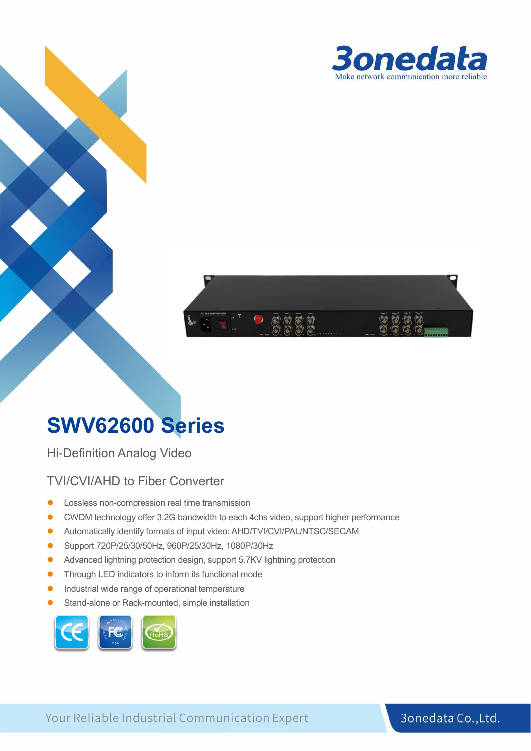3onedata
Make network communication more reliable

# SWV62600 Series

## Hi-Definition Analog Video

## TVI/CVI/AHD to Fiber Converter

- Lossless non-compression real time transmission
- CWDM technology offer 3.2G bandwidth to each 4chs video, support higher performance
- Automatically identify formats of input video: AHD/TVI/CVI/PAL/NTSC/SECAM
- Support 720P/25/30/50Hz, 960P/25/30Hz, 1080P/30Hz
- Advanced lightning protection design, support 5.7KV lightning protection
- Through LED indicators to inform its functional mode
- Industrial wide range of operational temperature
- Stand-alone or Rack-mounted, simple installation

Your Reliable Industrial Communication Expert 3onedata Co.,Ltd.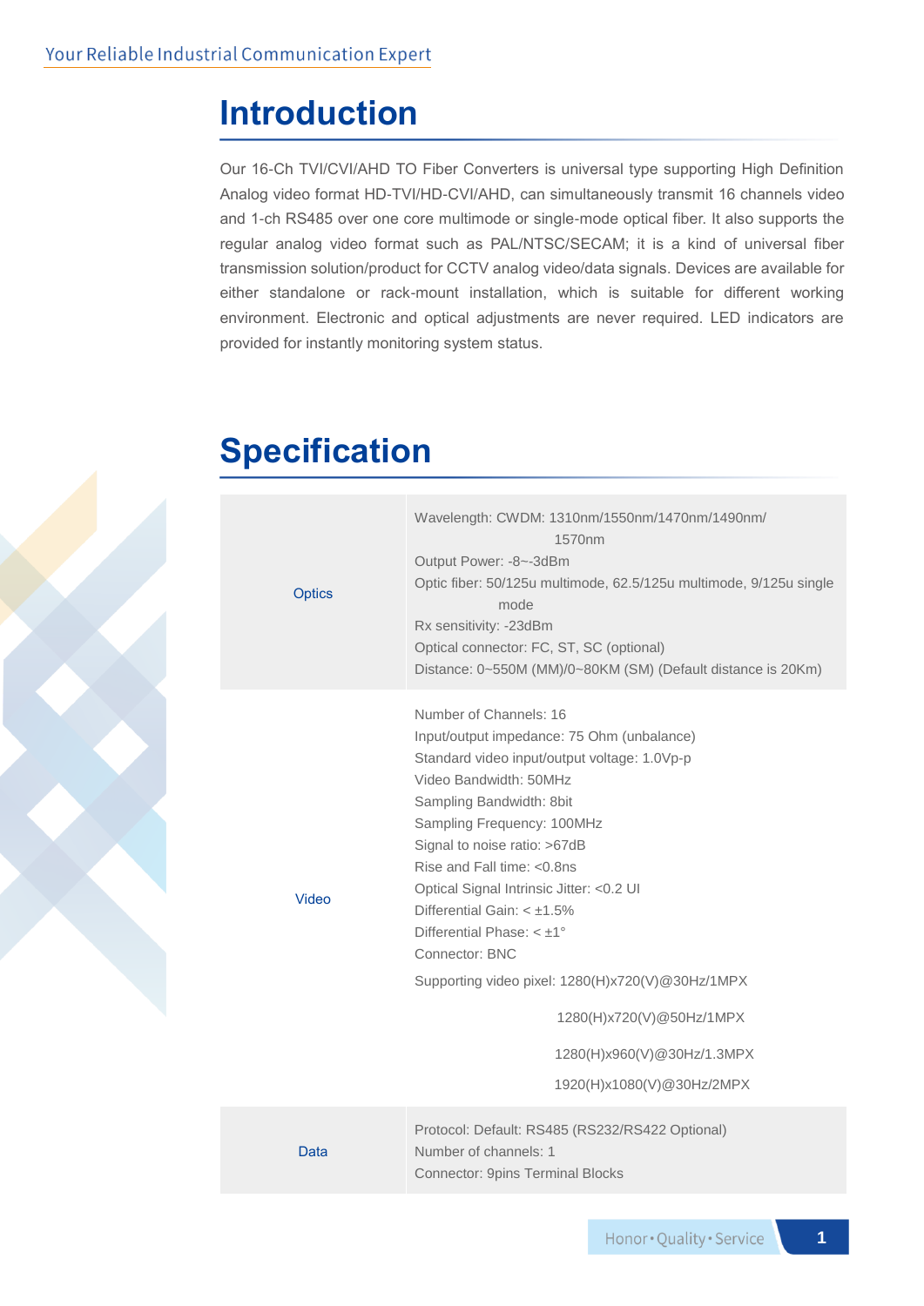# Introduction

Our 16-Ch TVI/CVI/AHD TO Fiber Converters is universal type supporting High Definition Analog video format HD-TVI/HD-CVI/AHD, can simultaneously transmit 16 channels video and 1-ch RS485 over one core multimode or single-mode optical fiber. It also supports the regular analog video format such as PAL/NTSC/SECAM; it is a kind of universal fiber transmission solution/product for CCTV analog video/data signals. Devices are available for either standalone or rack-mount installation, which is suitable for different working environment. Electronic and optical adjustments are never required. LED indicators are provided for instantly monitoring system status.

# Specification

| | |
|---|---|
| Optics | Wavelength: CWDM: 1310nm/1550nm/1470nm/1490nm/1570nm<br>Output Power: -8~-3dBm<br>Optic fiber: 50/125u multimode, 62.5/125u multimode, 9/125u single mode<br>Rx sensitivity: -23dBm<br>Optical connector: FC, ST, SC (optional)<br>Distance: 0~550M (MM)/0~80KM (SM) (Default distance is 20Km) |
| Video | Number of Channels: 16<br>Input/output impedance: 75 Ohm (unbalance)<br>Standard video input/output voltage: 1.0Vp-p<br>Video Bandwidth: 50MHz<br>Sampling Bandwidth: 8bit<br>Sampling Frequency: 100MHz<br>Signal to noise ratio: >67dB<br>Rise and Fall time: <0.8ns<br>Optical Signal Intrinsic Jitter: <0.2 UI<br>Differential Gain: < ±1.5%<br>Differential Phase: < ±1°<br>Connector: BNC<br>Supporting video pixel: 1280(H)x720(V)@30Hz/1MPX<br>1280(H)x720(V)@50Hz/1MPX<br>1280(H)x960(V)@30Hz/1.3MPX<br>1920(H)x1080(V)@30Hz/2MPX |
| Data | Protocol: Default: RS485 (RS232/RS422 Optional)<br>Number of channels: 1<br>Connector: 9pins Terminal Blocks |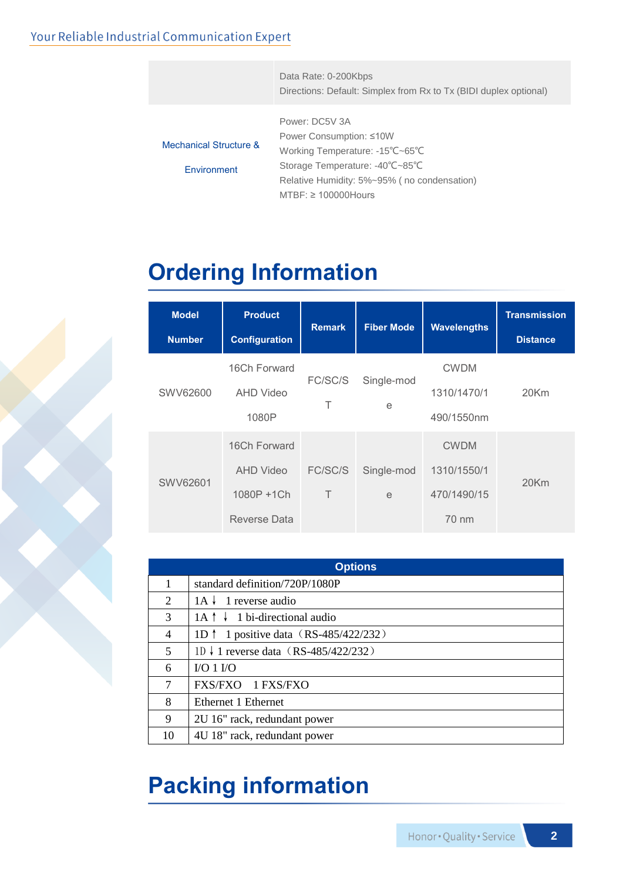| | |
|---|---|
| | Data Rate: 0-200Kbps<br>Directions: Default: Simplex from Rx to Tx (BIDI duplex optional) |
| Mechanical Structure & Environment | Power: DC5V 3A<br>Power Consumption: ≤10W<br>Working Temperature: -15℃~65℃<br>Storage Temperature: -40℃~85℃<br>Relative Humidity: 5%~95% ( no condensation)<br>MTBF: ≥ 100000Hours |

# Ordering Information

| Model Number | Product Configuration | Remark | Fiber Mode | Wavelengths | Transmission Distance |
|---|---|---|---|---|---|
| SWV62600 | 16Ch Forward AHD Video 1080P | FC/SC/ST | Single-mode | CWDM 1310/1470/1490/1550nm | 20Km |
| SWV62601 | 16Ch Forward AHD Video 1080P +1Ch Reverse Data | FC/SC/ST | Single-mode | CWDM 1310/1550/1470/1490/1570 nm | 20Km |

| Options | |
|---|---|
| 1 | standard definition/720P/1080P |
| 2 | 1A ↓ 1 reverse audio |
| 3 | 1A ↑ ↓ 1 bi-directional audio |
| 4 | 1D ↑ 1 positive data（RS-485/422/232） |
| 5 | 1D ↓ 1 reverse data（RS-485/422/232） |
| 6 | I/O 1 I/O |
| 7 | FXS/FXO 1 FXS/FXO |
| 8 | Ethernet 1 Ethernet |
| 9 | 2U 16" rack, redundant power |
| 10 | 4U 18" rack, redundant power |

# Packing information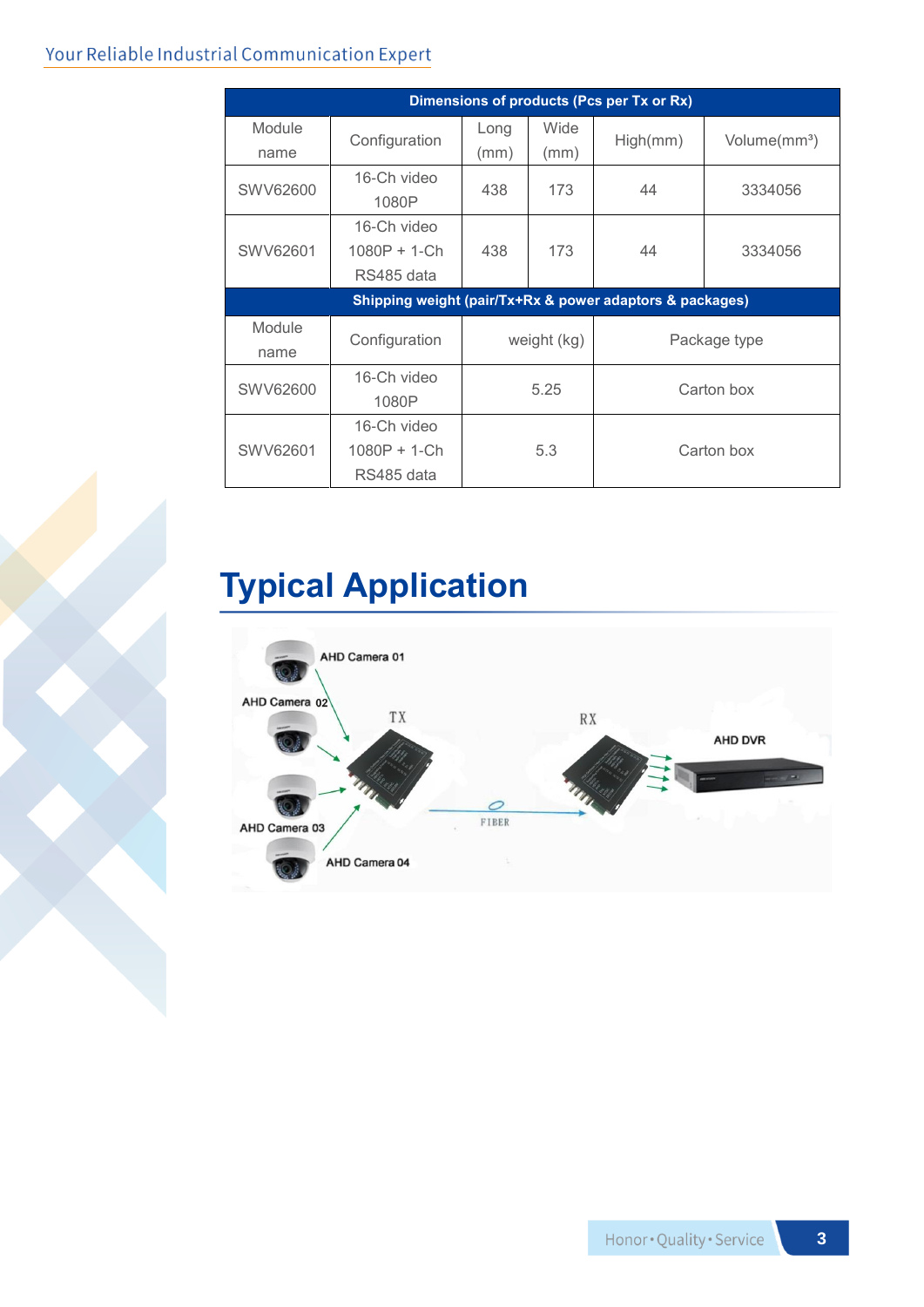| Dimensions of products (Pcs per Tx or Rx) | | | | | |
|---|---|---|---|---|---|
| Module name | Configuration | Long (mm) | Wide (mm) | High(mm) | Volume(mm³) |
| SWV62600 | 16-Ch video 1080P | 438 | 173 | 44 | 3334056 |
| SWV62601 | 16-Ch video 1080P + 1-Ch RS485 data | 438 | 173 | 44 | 3334056 |

| Shipping weight (pair/Tx+Rx & power adaptors & packages) | | | |
|---|---|---|---|
| Module name | Configuration | weight (kg) | Package type |
| SWV62600 | 16-Ch video 1080P | 5.25 | Carton box |
| SWV62601 | 16-Ch video 1080P + 1-Ch RS485 data | 5.3 | Carton box |

# Typical Application

AHD Camera 01

AHD Camera 02

AHD Camera 03

AHD Camera 04

TX

FIBER

RX

AHD DVR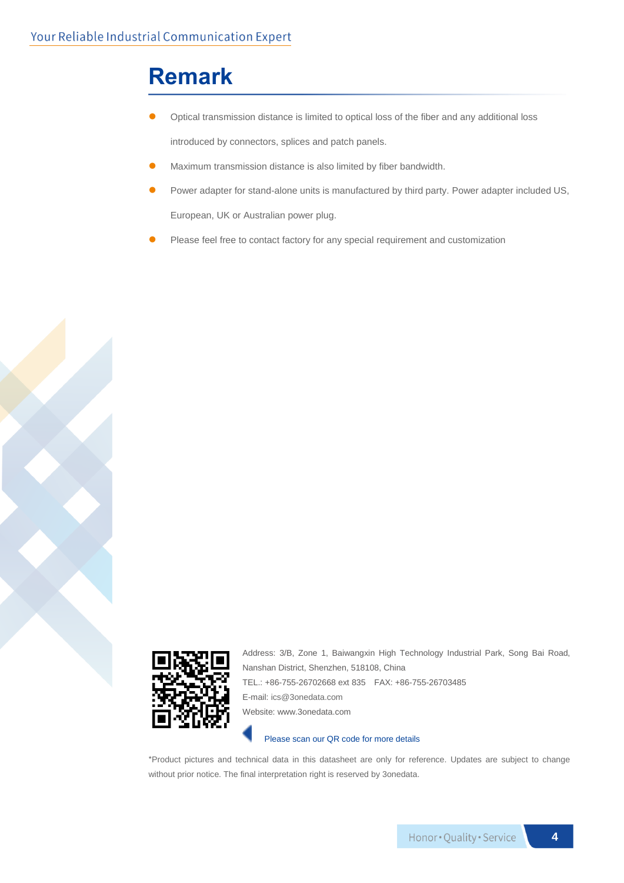# Remark

- Optical transmission distance is limited to optical loss of the fiber and any additional loss introduced by connectors, splices and patch panels.
- Maximum transmission distance is also limited by fiber bandwidth.
- Power adapter for stand-alone units is manufactured by third party. Power adapter included US, European, UK or Australian power plug.
- Please feel free to contact factory for any special requirement and customization

Address: 3/B, Zone 1, Baiwangxin High Technology Industrial Park, Song Bai Road, Nanshan District, Shenzhen, 518108, China
TEL.: +86-755-26702668 ext 835 FAX: +86-755-26703485
E-mail: ics@3onedata.com
Website: www.3onedata.com

Please scan our QR code for more details

*Product pictures and technical data in this datasheet are only for reference. Updates are subject to change without prior notice. The final interpretation right is reserved by 3onedata.